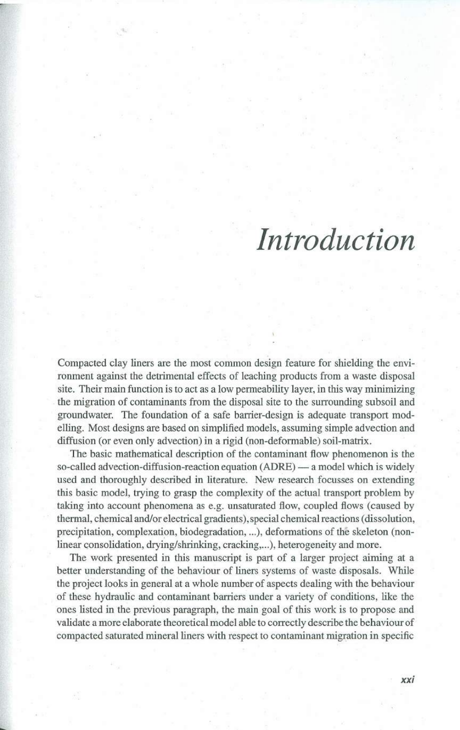# *Introduction*

Compacted clay liners are the most common design feature for shielding the environment against the detrimental effects of leaching products from a waste disposal site. Their main function is to act as a low permeability layer, in this way minimizing the migration of contaminants from the disposal site to the surrounding subsoil and groundwater. The foundation of a safe barrier-design is adequate transport modelling. Most designs are based on simplified models, assuming simple advection and diffusion (or even only advection) in a rigid (non-deformable) soil-matrix.

The basic mathematical description of the contaminant flow phenomenon is the so-called advection-diffusion-reaction equation (ADRE) — a model which is widely used and thoroughly described in literature. New research focusses on extending this basic model, trying to grasp the complexity of the actual transport problem by taking into account phenomena as e.g. unsaturated flow, coupled flows (caused by thermal, chemical and/or electrical gradients), special chemical reactions (dissolution, precipitation, complexation, biodegradation, ...), deformations of the skeleton (nonlinear consolidation, drying/shrinking, cracking,...), heterogeneity and more.

The work presented in this manuscript is part of a larger project aiming at a better understanding of the behaviour of liners systems of waste disposals. While the project looks in general at a whole number of aspects dealing with the behaviour of these hydraulic and contaminant barriers under a variety of conditions, like the ones listed in the previous paragraph, the main goal of this work is to propose and validate a more elaborate theoretical model able to correctly describe the behaviour of compacted saturated mineral liners with respect to contaminant migration in specific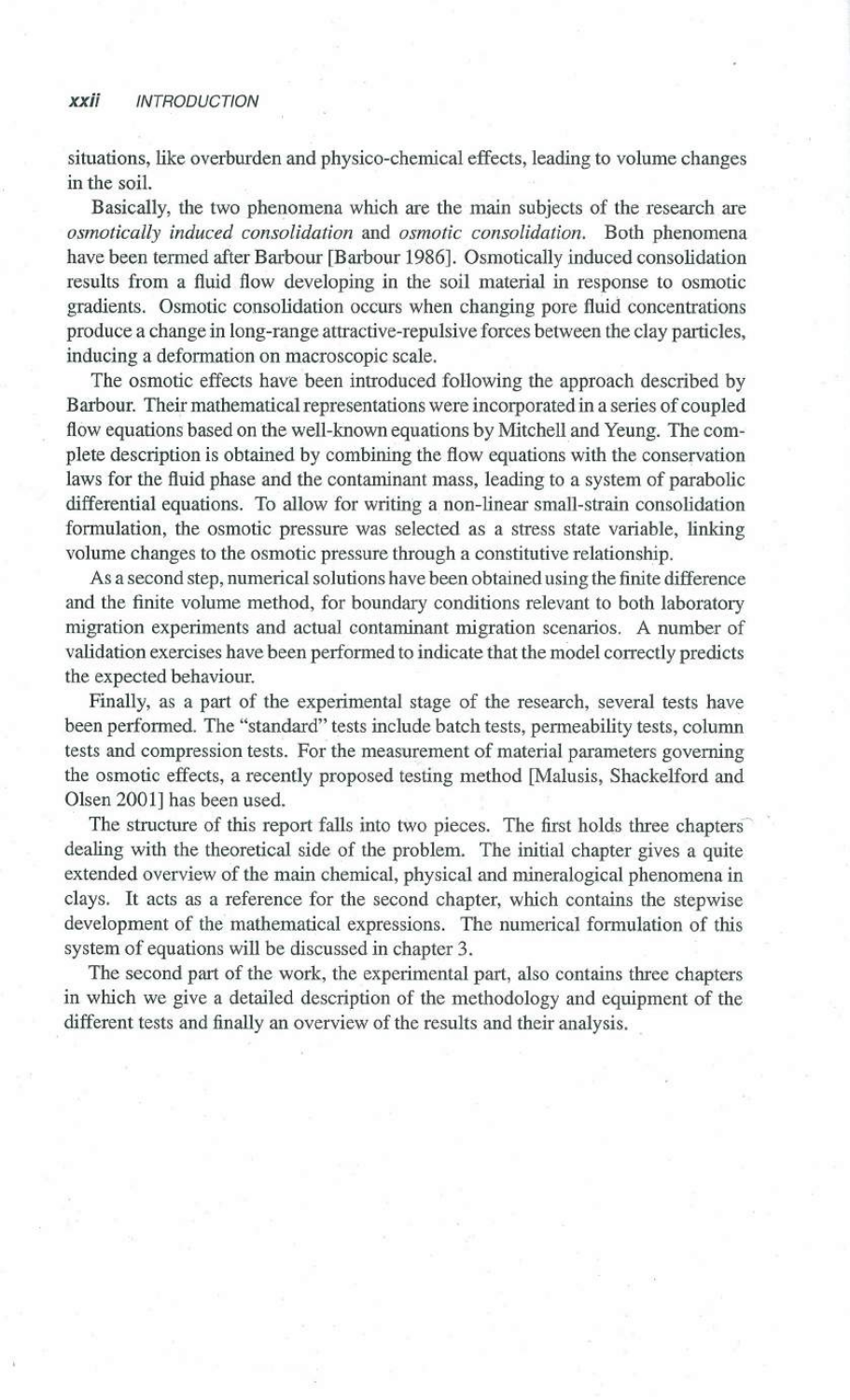situations, like overburden and physico-chemical effects, leading to volume changes in the soil.

Basically, the two phenomena which are the main subjects of the research are *osmotically induced consolidation* and *osmotic consolidation*. Both phenomena have been termed after Barbour [Barbour 1986]. Osmotically induced consolidation results from a fluid flow developing in the soil material in response to osmotic gradients. Osmotic consolidation occurs when changing pore fluid concentrations produce a change in long-range attractive-repulsive forces between the clay particles, inducing a deformation on macroscopic scale.

The osmotic effects have been introduced following the approach described by Barbour. Their mathematical representations were incorporated in a series of coupled flow equations based on the well-known equations by Mitchell and Yeung. The complete description is obtained by combining the flow equations with the conservation laws for the fluid phase and the contaminant mass, leading to a system of parabolic differential equations. To allow for writing a non-linear small-strain consolidation formulation, the osmotic pressure was selected as a stress state variable, linking volume changes to the osmotic pressure through a constitutive relationship.

As a second step, numerical solutions have been obtained using the finite difference and the finite volume method, for boundary conditions relevant to both laboratory migration experiments and actual contaminant migration scenarios. A number of validation exercises have been performed to indicate that the model correctly predicts the expected behaviour.

Finally, as a part of the experimental stage of the research, several tests have been performed. The "standard" tests include batch tests, permeability tests, column tests and compression tests. For the measurement of material parameters governing the osmotic effects, a recently proposed testing method [Malusis, Shackelford and Olsen 2001] has been used.

The structure of this report falls into two pieces. The first holds three chapters dealing with the theoretical side of the problem. The initial chapter gives a quite extended overview of the main chemical, physical and mineralogical phenomena in clays. It acts as a reference for the second chapter, which contains the stepwise development of the mathematical expressions. The numerical formulation of this system of equations will be discussed in chapter 3.

The second part of the work, the experimental part, also contains three chapters in which we give a detailed description of the methodology and equipment of the different tests and finally an overview of the results and their analysis.